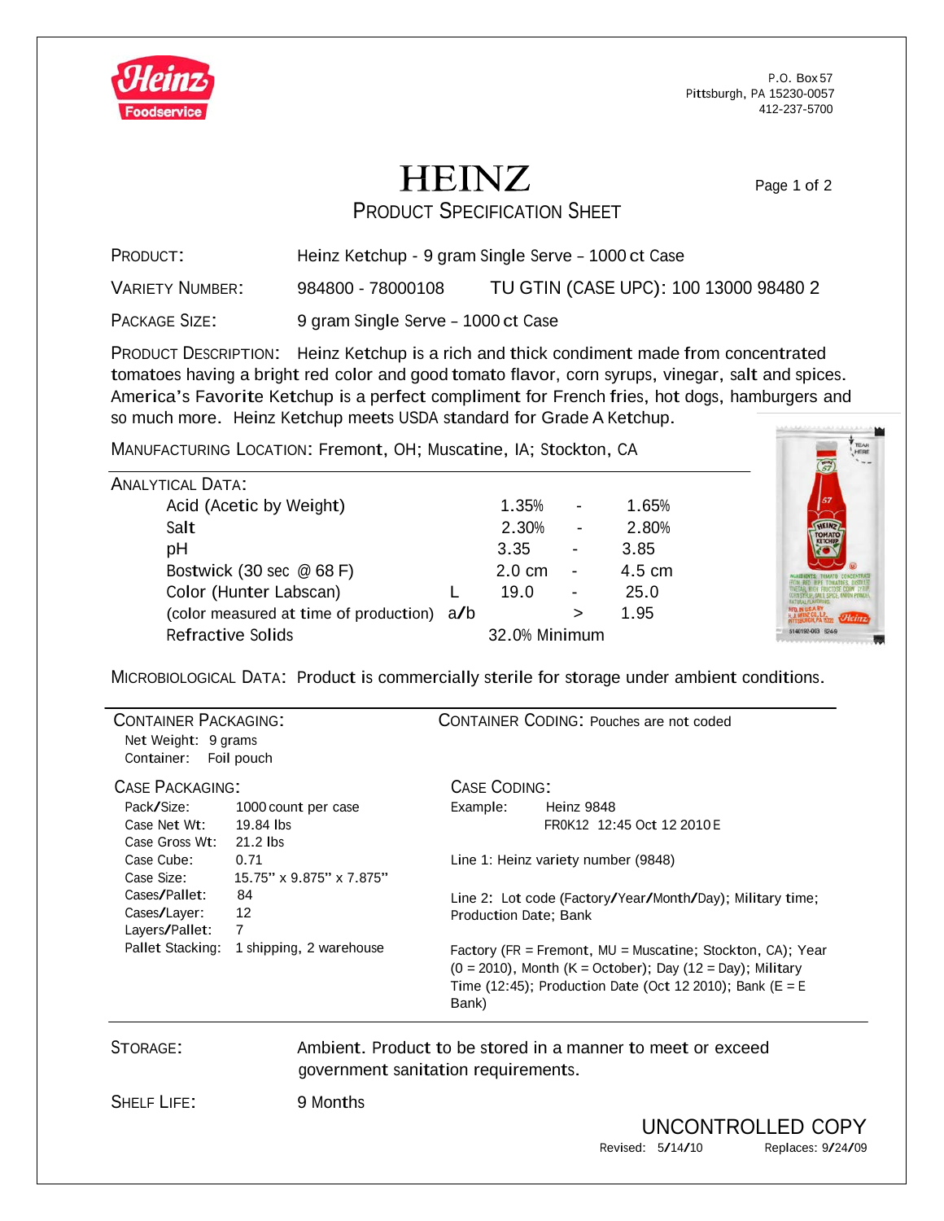P.O. Box 57
Pittsburgh, PA 15230-0057
412-237-5700

# HEINZ

## PRODUCT SPECIFICATION SHEET

**PRODUCT:** Heinz Ketchup - 9 gram Single Serve – 1000 ct Case

**VARIETY NUMBER:** 984800 - 78000108 TU GTIN (CASE UPC): 100 13000 98480 2

**PACKAGE SIZE:** 9 gram Single Serve – 1000 ct Case

**PRODUCT DESCRIPTION:** Heinz Ketchup is a rich and thick condiment made from concentrated tomatoes having a bright red color and good tomato flavor, corn syrups, vinegar, salt and spices. America's Favorite Ketchup is a perfect compliment for French fries, hot dogs, hamburgers and so much more. Heinz Ketchup meets USDA standard for Grade A Ketchup.

**MANUFACTURING LOCATION:** Fremont, OH; Muscatine, IA; Stockton, CA

**ANALYTICAL DATA:**

| Parameter | | Min | | Max |
|---|---|---|---|---|
| Acid (Acetic by Weight) | | 1.35% | - | 1.65% |
| Salt | | 2.30% | - | 2.80% |
| pH | | 3.35 | - | 3.85 |
| Bostwick (30 sec @ 68 F) | | 2.0 cm | - | 4.5 cm |
| Color (Hunter Labscan) | L | 19.0 | - | 25.0 |
| (color measured at time of production) | a/b | | > | 1.95 |
| Refractive Solids | | 32.0% Minimum | | |

**MICROBIOLOGICAL DATA:** Product is commercially sterile for storage under ambient conditions.

**CONTAINER PACKAGING:**
- Net Weight: 9 grams
- Container: Foil pouch

**CONTAINER CODING:** Pouches are not coded

**CASE PACKAGING:**

| | |
|---|---|
| Pack/Size: | 1000 count per case |
| Case Net Wt: | 19.84 lbs |
| Case Gross Wt: | 21.2 lbs |
| Case Cube: | 0.71 |
| Case Size: | 15.75" x 9.875" x 7.875" |
| Cases/Pallet: | 84 |
| Cases/Layer: | 12 |
| Layers/Pallet: | 7 |
| Pallet Stacking: | 1 shipping, 2 warehouse |

**CASE CODING:**

Example: Heinz 9848
FR0K12 12:45 Oct 12 2010 E

Line 1: Heinz variety number (9848)

Line 2: Lot code (Factory/Year/Month/Day); Military time; Production Date; Bank

Factory (FR = Fremont, MU = Muscatine; Stockton, CA); Year (0 = 2010), Month (K = October); Day (12 = Day); Military Time (12:45); Production Date (Oct 12 2010); Bank (E = E Bank)

**STORAGE:** Ambient. Product to be stored in a manner to meet or exceed government sanitation requirements.

**SHELF LIFE:** 9 Months

UNCONTROLLED COPY

Revised: 5/14/10 Replaces: 9/24/09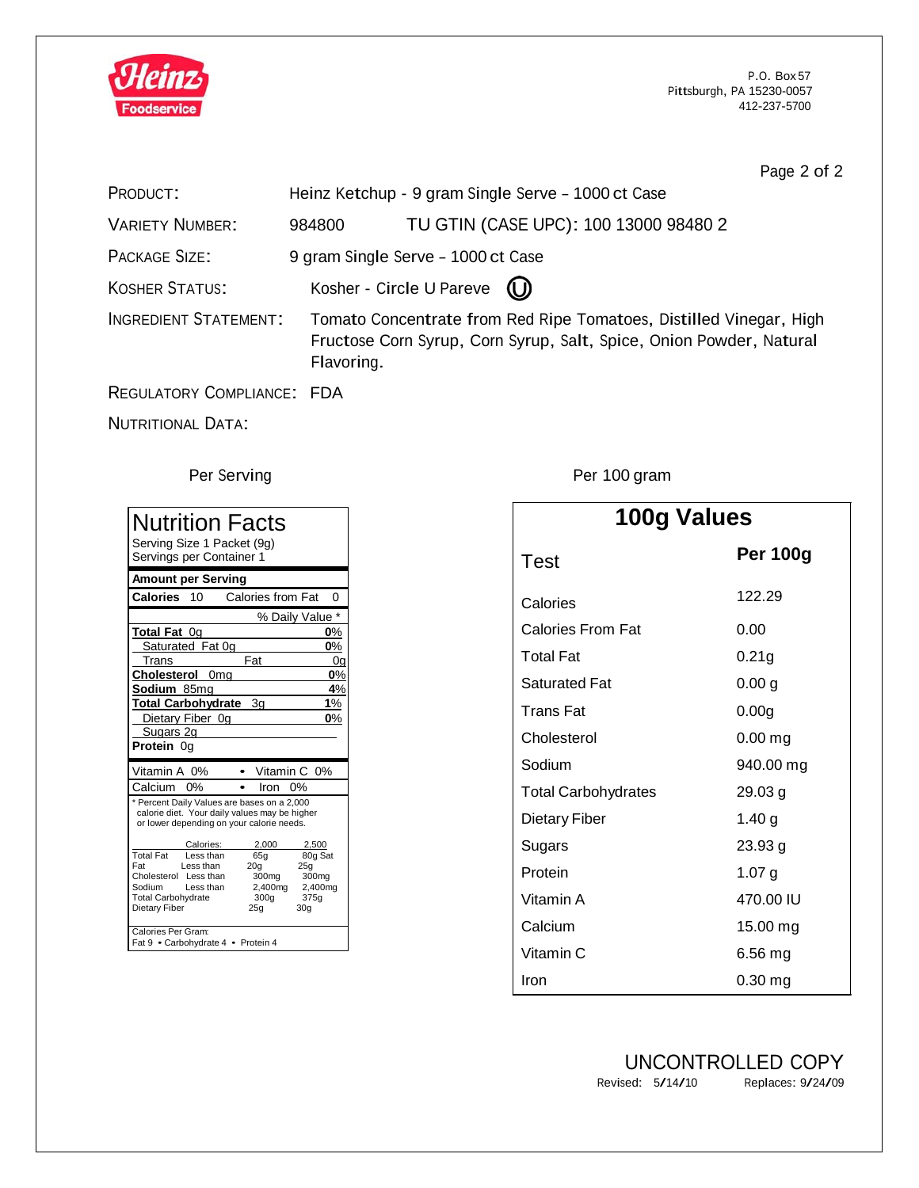Heinz Foodservice

P.O. Box 57
Pittsburgh, PA 15230-0057
412-237-5700

| | |
|---|---|
| PRODUCT: | Heinz Ketchup - 9 gram Single Serve – 1000 ct Case |
| VARIETY NUMBER: | 984800  TU GTIN (CASE UPC): 100 13000 98480 2 |
| PACKAGE SIZE: | 9 gram Single Serve – 1000 ct Case |
| KOSHER STATUS: | Kosher - Circle U Pareve Ⓤ |
| INGREDIENT STATEMENT: | Tomato Concentrate from Red Ripe Tomatoes, Distilled Vinegar, High Fructose Corn Syrup, Corn Syrup, Salt, Spice, Onion Powder, Natural Flavoring. |
| REGULATORY COMPLIANCE: | FDA |

NUTRITIONAL DATA:

Per Serving

**Nutrition Facts**

Serving Size 1 Packet (9g)
Servings per Container 1

| Amount per Serving | |
|---|---|
| **Calories** 10 | Calories from Fat 0 |
| | % Daily Value * |
| **Total Fat** 0g | 0% |
| Saturated Fat 0g | 0% |
| Trans Fat | 0g |
| **Cholesterol** 0mg | 0% |
| **Sodium** 85mg | 4% |
| **Total Carbohydrate** 3g | 1% |
| Dietary Fiber 0g | 0% |
| Sugars 2g | |
| **Protein** 0g | |
| Vitamin A 0% | Vitamin C 0% |
| Calcium 0% | Iron 0% |

* Percent Daily Values are bases on a 2,000 calorie diet. Your daily values may be higher or lower depending on your calorie needs.

| | Calories: | 2,000 | 2,500 |
|---|---|---|---|
| Total Fat | Less than | 65g | 80g Sat |
| Fat | Less than | 20g | 25g |
| Cholesterol | Less than | 300mg | 300mg |
| Sodium | Less than | 2,400mg | 2,400mg |
| Total Carbohydrate | | 300g | 375g |
| Dietary Fiber | | 25g | 30g |

Calories Per Gram:
Fat 9 • Carbohydrate 4 • Protein 4

Per 100 gram

**100g Values**

| Test | Per 100g |
|---|---|
| Calories | 122.29 |
| Calories From Fat | 0.00 |
| Total Fat | 0.21g |
| Saturated Fat | 0.00 g |
| Trans Fat | 0.00g |
| Cholesterol | 0.00 mg |
| Sodium | 940.00 mg |
| Total Carbohydrates | 29.03 g |
| Dietary Fiber | 1.40 g |
| Sugars | 23.93 g |
| Protein | 1.07 g |
| Vitamin A | 470.00 IU |
| Calcium | 15.00 mg |
| Vitamin C | 6.56 mg |
| Iron | 0.30 mg |

UNCONTROLLED COPY

Revised: 5/14/10  Replaces: 9/24/09